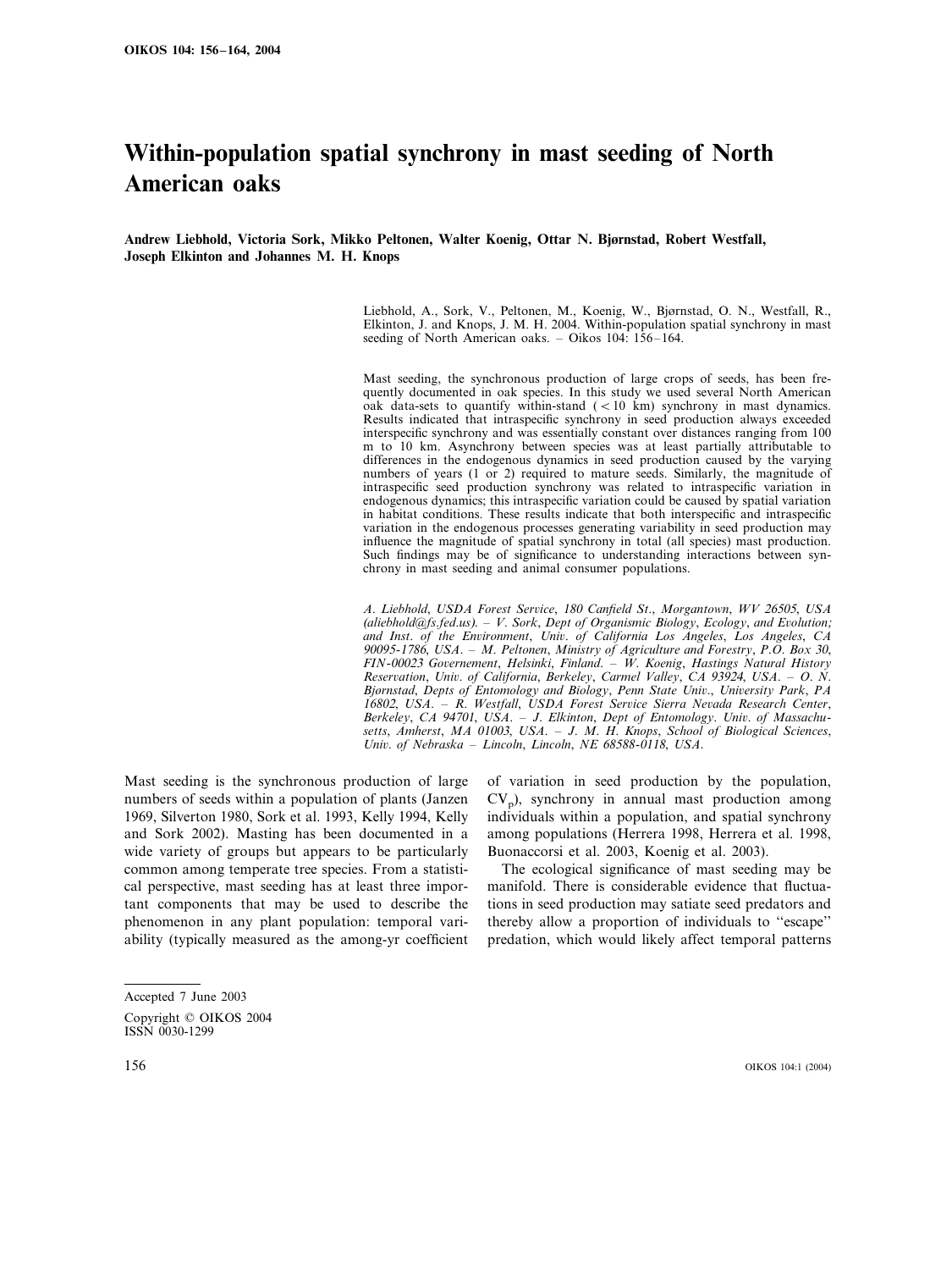# Within-population spatial synchrony in mast seeding of North American oaks

**Andrew Liebhold, Victoria Sork, Mikko Peltonen, Walter Koenig, Ottar N. Bjørnstad, Robert Westfall, Joseph Elkinton and Johannes M. H. Knops**

Liebhold, A., Sork, V., Peltonen, M., Koenig, W., Bjørnstad, O. N., Westfall, R., Elkinton, J. and Knops, J. M. H. 2004. Within-population spatial synchrony in mast seeding of North American oaks. – Oikos 104: 156–164.

Mast seeding, the synchronous production of large crops of seeds, has been frequently documented in oak species. In this study we used several North American oak data-sets to quantify within-stand (< 10 km) synchrony in mast dynamics. Results indicated that intraspecific synchrony in seed production always exceeded interspecific synchrony and was essentially constant over distances ranging from 100 m to 10 km. Asynchrony between species was at least partially attributable to differences in the endogenous dynamics in seed production caused by the varying numbers of years (1 or 2) required to mature seeds. Similarly, the magnitude of intraspecific seed production synchrony was related to intraspecific variation in endogenous dynamics; this intraspecific variation could be caused by spatial variation in habitat conditions. These results indicate that both interspecific and intraspecific variation in the endogenous processes generating variability in seed production may influence the magnitude of spatial synchrony in total (all species) mast production. Such findings may be of significance to understanding interactions between synchrony in mast seeding and animal consumer populations.

*A. Liebhold, USDA Forest Service, 180 Canfield St., Morgantown, WV 26505, USA (aliebhold@fs.fed.us). – V. Sork, Dept of Organismic Biology, Ecology, and Evolution; and Inst. of the Environment, Univ. of California Los Angeles, Los Angeles, CA 90095-1786, USA. – M. Peltonen, Ministry of Agriculture and Forestry, P.O. Box 30, FIN-00023 Governement, Helsinki, Finland. – W. Koenig, Hastings Natural History Reservation, Univ. of California, Berkeley, Carmel Valley, CA 93924, USA. – O. N. Bjørnstad, Depts of Entomology and Biology, Penn State Univ., University Park, PA 16802, USA. – R. Westfall, USDA Forest Service Sierra Nevada Research Center, Berkeley, CA 94701, USA. – J. Elkinton, Dept of Entomology. Univ. of Massachusetts, Amherst, MA 01003, USA. – J. M. H. Knops, School of Biological Sciences, Univ. of Nebraska – Lincoln, Lincoln, NE 68588-0118, USA.*

Mast seeding is the synchronous production of large numbers of seeds within a population of plants (Janzen 1969, Silverton 1980, Sork et al. 1993, Kelly 1994, Kelly and Sork 2002). Masting has been documented in a wide variety of groups but appears to be particularly common among temperate tree species. From a statistical perspective, mast seeding has at least three important components that may be used to describe the phenomenon in any plant population: temporal variability (typically measured as the among-yr coefficient of variation in seed production by the population, $CV_p$), synchrony in annual mast production among individuals within a population, and spatial synchrony among populations (Herrera 1998, Herrera et al. 1998, Buonaccorsi et al. 2003, Koenig et al. 2003).

The ecological significance of mast seeding may be manifold. There is considerable evidence that fluctuations in seed production may satiate seed predators and thereby allow a proportion of individuals to "escape" predation, which would likely affect temporal patterns

Accepted 7 June 2003

Copyright © OIKOS 2004
ISSN 0030-1299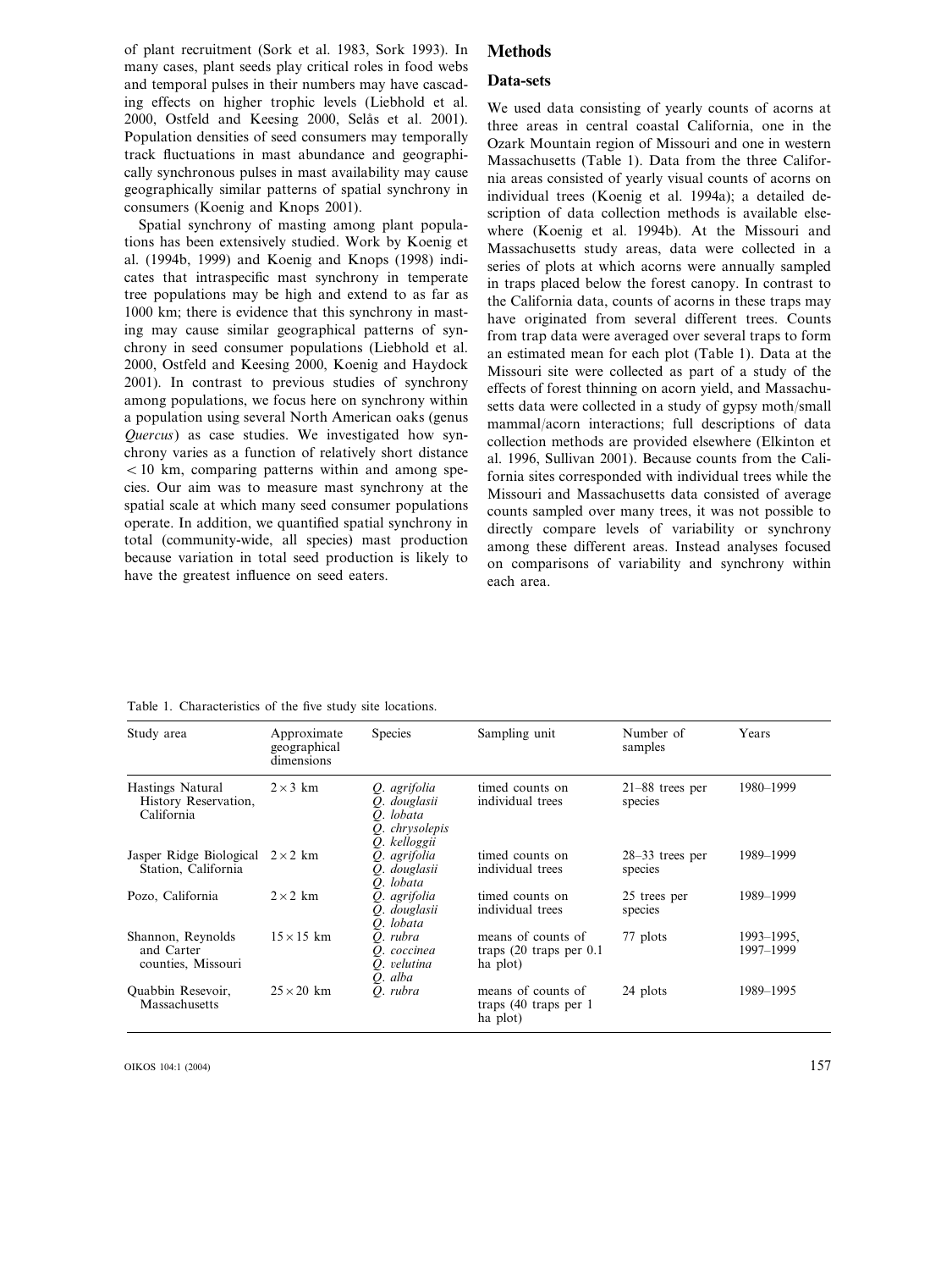of plant recruitment (Sork et al. 1983, Sork 1993). In many cases, plant seeds play critical roles in food webs and temporal pulses in their numbers may have cascading effects on higher trophic levels (Liebhold et al. 2000, Ostfeld and Keesing 2000, Selås et al. 2001). Population densities of seed consumers may temporally track fluctuations in mast abundance and geographically synchronous pulses in mast availability may cause geographically similar patterns of spatial synchrony in consumers (Koenig and Knops 2001).

Spatial synchrony of masting among plant populations has been extensively studied. Work by Koenig et al. (1994b, 1999) and Koenig and Knops (1998) indicates that intraspecific mast synchrony in temperate tree populations may be high and extend to as far as 1000 km; there is evidence that this synchrony in masting may cause similar geographical patterns of synchrony in seed consumer populations (Liebhold et al. 2000, Ostfeld and Keesing 2000, Koenig and Haydock 2001). In contrast to previous studies of synchrony among populations, we focus here on synchrony within a population using several North American oaks (genus *Quercus*) as case studies. We investigated how synchrony varies as a function of relatively short distance $<10$ km, comparing patterns within and among species. Our aim was to measure mast synchrony at the spatial scale at which many seed consumer populations operate. In addition, we quantified spatial synchrony in total (community-wide, all species) mast production because variation in total seed production is likely to have the greatest influence on seed eaters.

# Methods

## Data-sets

We used data consisting of yearly counts of acorns at three areas in central coastal California, one in the Ozark Mountain region of Missouri and one in western Massachusetts (Table 1). Data from the three California areas consisted of yearly visual counts of acorns on individual trees (Koenig et al. 1994a); a detailed description of data collection methods is available elsewhere (Koenig et al. 1994b). At the Missouri and Massachusetts study areas, data were collected in a series of plots at which acorns were annually sampled in traps placed below the forest canopy. In contrast to the California data, counts of acorns in these traps may have originated from several different trees. Counts from trap data were averaged over several traps to form an estimated mean for each plot (Table 1). Data at the Missouri site were collected as part of a study of the effects of forest thinning on acorn yield, and Massachusetts data were collected in a study of gypsy moth/small mammal/acorn interactions; full descriptions of data collection methods are provided elsewhere (Elkinton et al. 1996, Sullivan 2001). Because counts from the California sites corresponded with individual trees while the Missouri and Massachusetts data consisted of average counts sampled over many trees, it was not possible to directly compare levels of variability or synchrony among these different areas. Instead analyses focused on comparisons of variability and synchrony within each area.

Table 1. Characteristics of the five study site locations.

| Study area | Approximate geographical dimensions | Species | Sampling unit | Number of samples | Years |
|---|---|---|---|---|---|
| Hastings Natural History Reservation, California | $2\times3$ km | *Q. agrifolia*<br>*Q. douglasii*<br>*Q. lobata*<br>*Q. chrysolepis*<br>*Q. kelloggii* | timed counts on individual trees | 21–88 trees per species | 1980–1999 |
| Jasper Ridge Biological Station, California | $2\times2$ km | *Q. agrifolia*<br>*Q. douglasii*<br>*Q. lobata* | timed counts on individual trees | 28–33 trees per species | 1989–1999 |
| Pozo, California | $2\times2$ km | *Q. agrifolia*<br>*Q. douglasii*<br>*Q. lobata* | timed counts on individual trees | 25 trees per species | 1989–1999 |
| Shannon, Reynolds and Carter counties, Missouri | $15\times15$ km | *Q. rubra*<br>*Q. coccinea*<br>*Q. velutina*<br>*Q. alba* | means of counts of traps (20 traps per 0.1 ha plot) | 77 plots | 1993–1995, 1997–1999 |
| Quabbin Resevoir, Massachusetts | $25\times20$ km | *Q. rubra* | means of counts of traps (40 traps per 1 ha plot) | 24 plots | 1989–1995 |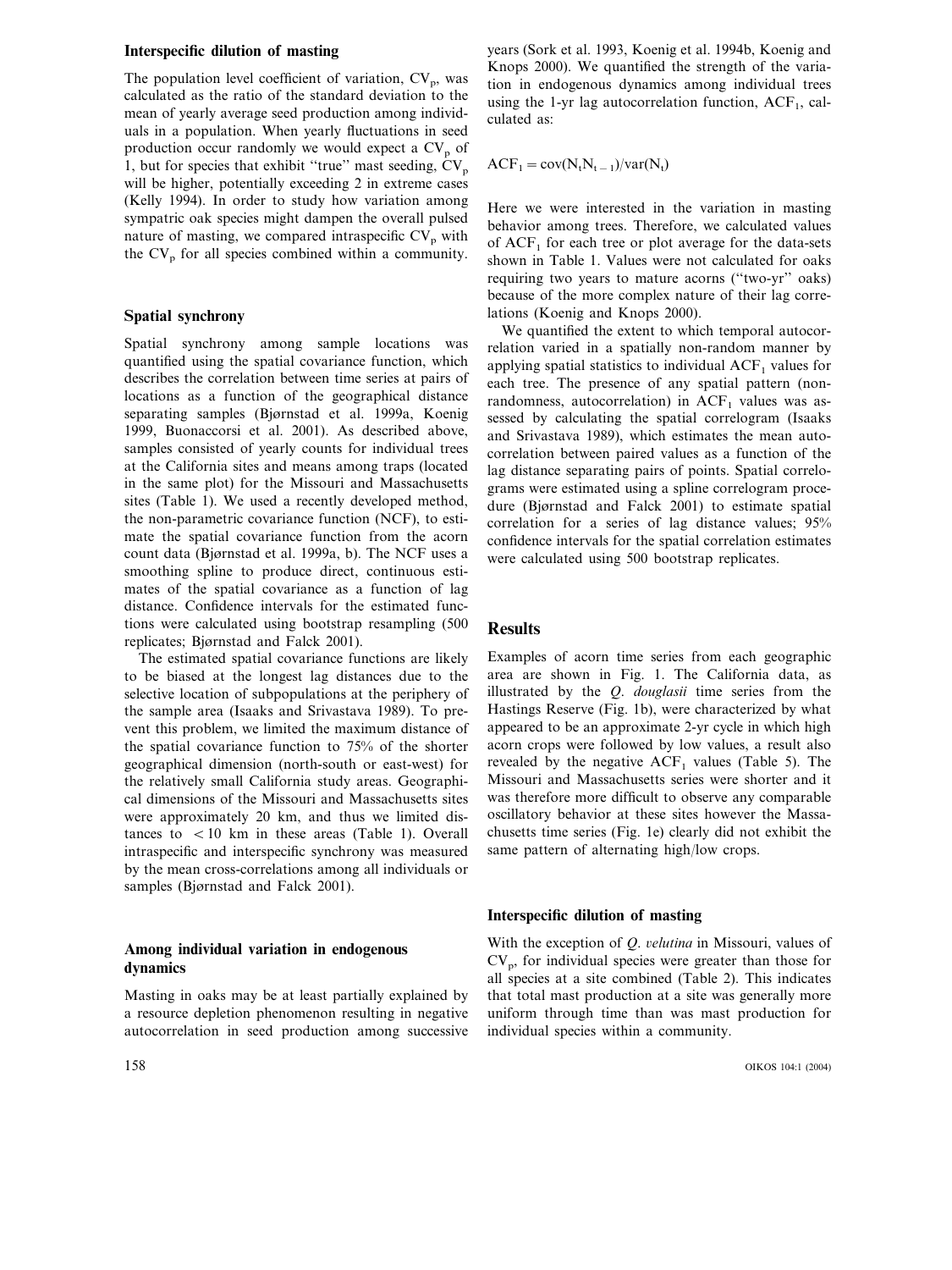### Interspecific dilution of masting

The population level coefficient of variation, $CV_p$, was calculated as the ratio of the standard deviation to the mean of yearly average seed production among individuals in a population. When yearly fluctuations in seed production occur randomly we would expect a $CV_p$ of 1, but for species that exhibit "true" mast seeding, $CV_p$ will be higher, potentially exceeding 2 in extreme cases (Kelly 1994). In order to study how variation among sympatric oak species might dampen the overall pulsed nature of masting, we compared intraspecific $CV_p$ with the $CV_p$ for all species combined within a community.

### Spatial synchrony

Spatial synchrony among sample locations was quantified using the spatial covariance function, which describes the correlation between time series at pairs of locations as a function of the geographical distance separating samples (Bjørnstad et al. 1999a, Koenig 1999, Buonaccorsi et al. 2001). As described above, samples consisted of yearly counts for individual trees at the California sites and means among traps (located in the same plot) for the Missouri and Massachusetts sites (Table 1). We used a recently developed method, the non-parametric covariance function (NCF), to estimate the spatial covariance function from the acorn count data (Bjørnstad et al. 1999a, b). The NCF uses a smoothing spline to produce direct, continuous estimates of the spatial covariance as a function of lag distance. Confidence intervals for the estimated functions were calculated using bootstrap resampling (500 replicates; Bjørnstad and Falck 2001).

The estimated spatial covariance functions are likely to be biased at the longest lag distances due to the selective location of subpopulations at the periphery of the sample area (Isaaks and Srivastava 1989). To prevent this problem, we limited the maximum distance of the spatial covariance function to 75% of the shorter geographical dimension (north-south or east-west) for the relatively small California study areas. Geographical dimensions of the Missouri and Massachusetts sites were approximately 20 km, and thus we limited distances to $<10$ km in these areas (Table 1). Overall intraspecific and interspecific synchrony was measured by the mean cross-correlations among all individuals or samples (Bjørnstad and Falck 2001).

### Among individual variation in endogenous dynamics

Masting in oaks may be at least partially explained by a resource depletion phenomenon resulting in negative autocorrelation in seed production among successive years (Sork et al. 1993, Koenig et al. 1994b, Koenig and Knops 2000). We quantified the strength of the variation in endogenous dynamics among individual trees using the 1-yr lag autocorrelation function, $ACF_1$, calculated as:

$$ACF_1 = \mathrm{cov}(N_t N_{t-1})/\mathrm{var}(N_t)$$

Here we were interested in the variation in masting behavior among trees. Therefore, we calculated values of $ACF_1$ for each tree or plot average for the data-sets shown in Table 1. Values were not calculated for oaks requiring two years to mature acorns ("two-yr" oaks) because of the more complex nature of their lag correlations (Koenig and Knops 2000).

We quantified the extent to which temporal autocorrelation varied in a spatially non-random manner by applying spatial statistics to individual $ACF_1$ values for each tree. The presence of any spatial pattern (non-randomness, autocorrelation) in $ACF_1$ values was assessed by calculating the spatial correlogram (Isaaks and Srivastava 1989), which estimates the mean autocorrelation between paired values as a function of the lag distance separating pairs of points. Spatial correlograms were estimated using a spline correlogram procedure (Bjørnstad and Falck 2001) to estimate spatial correlation for a series of lag distance values; 95% confidence intervals for the spatial correlation estimates were calculated using 500 bootstrap replicates.

## Results

Examples of acorn time series from each geographic area are shown in Fig. 1. The California data, as illustrated by the *Q. douglasii* time series from the Hastings Reserve (Fig. 1b), were characterized by what appeared to be an approximate 2-yr cycle in which high acorn crops were followed by low values, a result also revealed by the negative $ACF_1$ values (Table 5). The Missouri and Massachusetts series were shorter and it was therefore more difficult to observe any comparable oscillatory behavior at these sites however the Massachusetts time series (Fig. 1e) clearly did not exhibit the same pattern of alternating high/low crops.

### Interspecific dilution of masting

With the exception of *Q. velutina* in Missouri, values of $CV_p$, for individual species were greater than those for all species at a site combined (Table 2). This indicates that total mast production at a site was generally more uniform through time than was mast production for individual species within a community.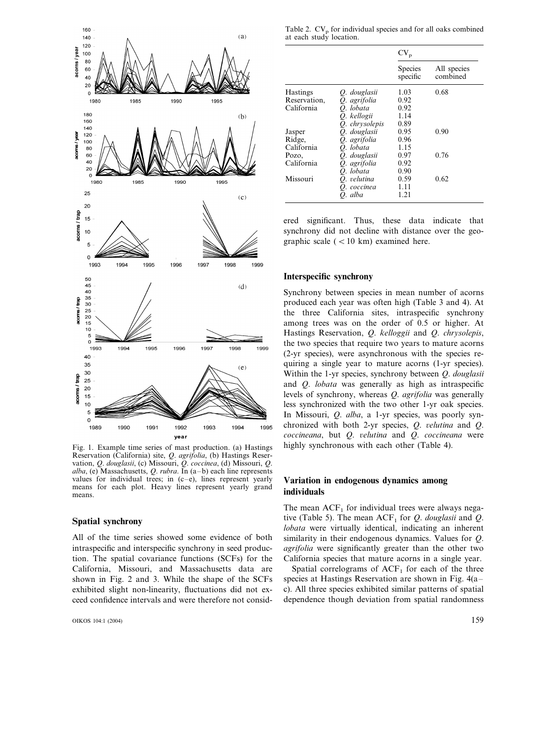Fig. 1. Example time series of mast production. (a) Hastings Reservation (California) site, *Q. agrifolia*, (b) Hastings Reservation, *Q. douglasii*, (c) Missouri, *Q. coccinea*, (d) Missouri, *Q. alba*, (e) Massachusetts, *Q. rubra*. In (a–b) each line represents values for individual trees; in (c–e), lines represent yearly means for each plot. Heavy lines represent yearly grand means.

## Spatial synchrony

All of the time series showed some evidence of both intraspecific and interspecific synchrony in seed production. The spatial covariance functions (SCFs) for the California, Missouri, and Massachusetts data are shown in Fig. 2 and 3. While the shape of the SCFs exhibited slight non-linearity, fluctuations did not exceed confidence intervals and were therefore not considered significant. Thus, these data indicate that synchrony did not decline with distance over the geographic scale ( < 10 km) examined here.

Table 2. $CV_p$ for individual species and for all oaks combined at each study location.

| | | $CV_p$ | |
|---|---|---|---|
| | | Species specific | All species combined |
| Hastings Reservation, California | *Q. douglasii* | 1.03 | 0.68 |
| | *Q. agrifolia* | 0.92 | |
| | *Q. lobata* | 0.92 | |
| | *Q. kellogii* | 1.14 | |
| | *Q. chrysolepis* | 0.89 | |
| Jasper Ridge, California | *Q. douglasii* | 0.95 | 0.90 |
| | *Q. agrifolia* | 0.96 | |
| | *Q. lobata* | 1.15 | |
| Pozo, California | *Q. douglasii* | 0.97 | 0.76 |
| | *Q. agrifolia* | 0.92 | |
| | *Q. lobata* | 0.90 | |
| Missouri | *Q. velutina* | 0.59 | 0.62 |
| | *Q. coccinea* | 1.11 | |
| | *Q. alba* | 1.21 | |

## Interspecific synchrony

Synchrony between species in mean number of acorns produced each year was often high (Table 3 and 4). At the three California sites, intraspecific synchrony among trees was on the order of 0.5 or higher. At Hastings Reservation, *Q. kelloggii* and *Q. chrysolepis*, the two species that require two years to mature acorns (2-yr species), were asynchronous with the species requiring a single year to mature acorns (1-yr species). Within the 1-yr species, synchrony between *Q. douglasii* and *Q. lobata* was generally as high as intraspecific levels of synchrony, whereas *Q. agrifolia* was generally less synchronized with the two other 1-yr oak species. In Missouri, *Q. alba*, a 1-yr species, was poorly synchronized with both 2-yr species, *Q. velutina* and *Q. coccineana*, but *Q. velutina* and *Q. coccineana* were highly synchronous with each other (Table 4).

## Variation in endogenous dynamics among individuals

The mean $ACF_1$ for individual trees were always negative (Table 5). The mean $ACF_1$ for *Q. douglasii* and *Q. lobata* were virtually identical, indicating an inherent similarity in their endogenous dynamics. Values for *Q. agrifolia* were significantly greater than the other two California species that mature acorns in a single year.

Spatial correlograms of $ACF_1$ for each of the three species at Hastings Reservation are shown in Fig. 4(a–c). All three species exhibited similar patterns of spatial dependence though deviation from spatial randomness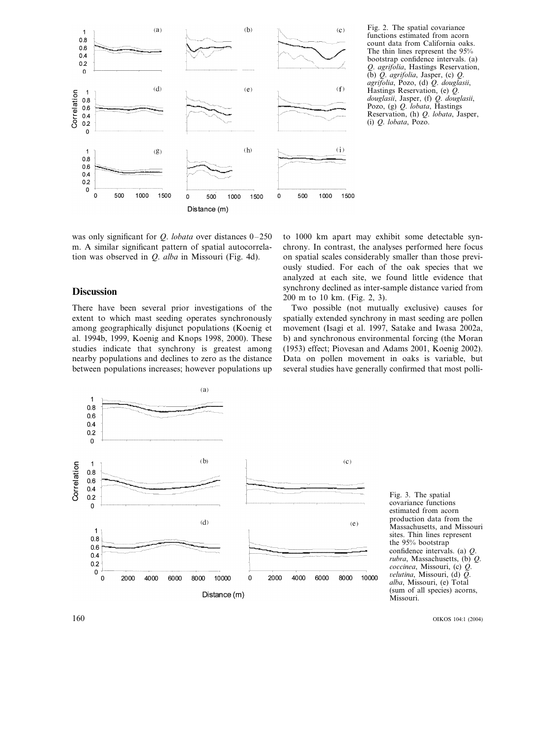Fig. 2. The spatial covariance functions estimated from acorn count data from California oaks. The thin lines represent the 95% bootstrap confidence intervals. (a) *Q. agrifolia*, Hastings Reservation, (b) *Q. agrifolia*, Jasper, (c) *Q. agrifolia*, Pozo, (d) *Q. douglasii*, Hastings Reservation, (e) *Q. douglasii*, Jasper, (f) *Q. douglasii*, Pozo, (g) *Q. lobata*, Hastings Reservation, (h) *Q. lobata*, Jasper, (i) *Q. lobata*, Pozo.

was only significant for *Q. lobata* over distances 0–250 m. A similar significant pattern of spatial autocorrelation was observed in *Q. alba* in Missouri (Fig. 4d).

## Discussion

There have been several prior investigations of the extent to which mast seeding operates synchronously among geographically disjunct populations (Koenig et al. 1994b, 1999, Koenig and Knops 1998, 2000). These studies indicate that synchrony is greatest among nearby populations and declines to zero as the distance between populations increases; however populations up to 1000 km apart may exhibit some detectable synchrony. In contrast, the analyses performed here focus on spatial scales considerably smaller than those previously studied. For each of the oak species that we analyzed at each site, we found little evidence that synchrony declined as inter-sample distance varied from 200 m to 10 km. (Fig. 2, 3).

Two possible (not mutually exclusive) causes for spatially extended synchrony in mast seeding are pollen movement (Isagi et al. 1997, Satake and Iwasa 2002a, b) and synchronous environmental forcing (the Moran (1953) effect; Piovesan and Adams 2001, Koenig 2002). Data on pollen movement in oaks is variable, but several studies have generally confirmed that most polli-

Fig. 3. The spatial covariance functions estimated from acorn production data from the Massachusetts, and Missouri sites. Thin lines represent the 95% bootstrap confidence intervals. (a) *Q. rubra*, Massachusetts, (b) *Q. coccinea*, Missouri, (c) *Q. velutina*, Missouri, (d) *Q. alba*, Missouri, (e) Total (sum of all species) acorns, Missouri.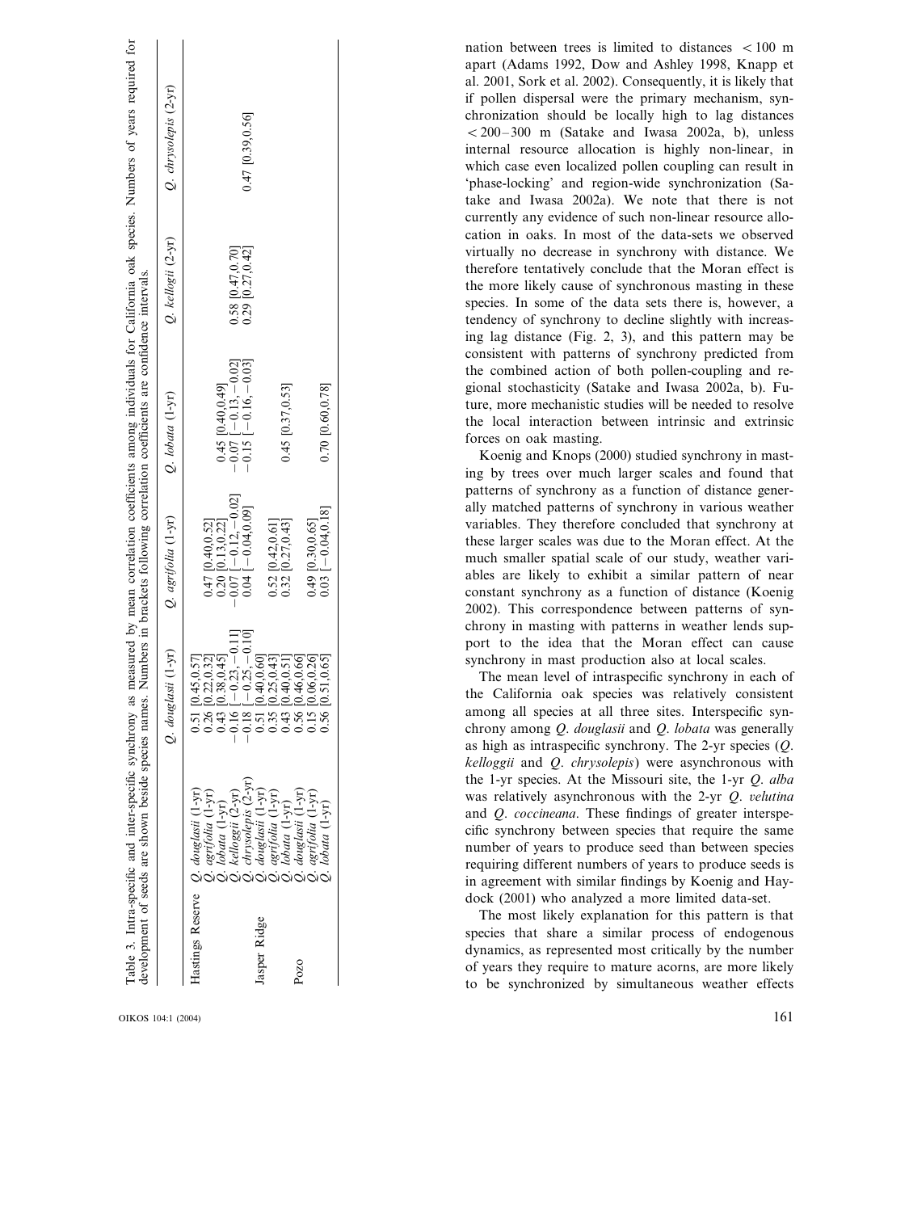Table 3. Intra-specific and inter-specific synchrony as measured by mean correlation coefficients among individuals for California oak species. Numbers of years required for development of seeds are shown beside species names. Numbers in brackets following correlation coefficients are confidence intervals.

| | | *Q. douglasii* (1-yr) | *Q. agrifolia* (1-yr) | *Q. lobata* (1-yr) | *Q. kelloggii* (2-yr) | *Q. chrysolepis* (2-yr) |
|---|---|---|---|---|---|---|
| Hastings Reserve | *Q. douglasii* (1-yr) | 0.51 [0.45,0.57] | | | | |
| | *Q. agrifolia* (1-yr) | 0.26 [0.22,0.32] | 0.47 [0.40,0.52] | | | |
| | *Q. lobata* (1-yr) | 0.43 [0.38,0.45] | 0.20 [0.13,0.22] | 0.45 [0.40,0.49] | | |
| | *Q. kelloggii* (2-yr) | −0.16 [−0.23, −0.11] | −0.07 [−0.12, −0.02] | −0.07 [−0.13, −0.02] | 0.58 [0.47,0.70] | |
| | *Q. chrysolepis* (2-yr) | −0.18 [−0.25, −0.10] | 0.04 [−0.04,0.09] | −0.15 [−0.16, −0.03] | 0.29 [0.27,0.42] | 0.47 [0.39,0.56] |
| Jasper Ridge | *Q. douglasii* (1-yr) | 0.51 [0.40,0.60] | | | | |
| | *Q. agrifolia* (1-yr) | 0.35 [0.25,0.43] | 0.52 [0.42,0.61] | | | |
| | *Q. lobata* (1-yr) | 0.43 [0.40,0.51] | 0.32 [0.27,0.43] | 0.45 [0.37,0.53] | | |
| Pozo | *Q. douglasii* (1-yr) | 0.56 [0.46,0.66] | | | | |
| | *Q. agrifolia* (1-yr) | 0.15 [0.06,0.26] | 0.49 [0.30,0.65] | | | |
| | *Q. lobata* (1-yr) | 0.56 [0.51,0.65] | 0.03 [−0.04,0.18] | 0.70 [0.60,0.78] | | |

nation between trees is limited to distances $< 100$ m apart (Adams 1992, Dow and Ashley 1998, Knapp et al. 2001, Sork et al. 2002). Consequently, it is likely that if pollen dispersal were the primary mechanism, synchronization should be locally high to lag distances $< 200$–$300$ m (Satake and Iwasa 2002a, b), unless internal resource allocation is highly non-linear, in which case even localized pollen coupling can result in 'phase-locking' and region-wide synchronization (Satake and Iwasa 2002a). We note that there is not currently any evidence of such non-linear resource allocation in oaks. In most of the data-sets we observed virtually no decrease in synchrony with distance. We therefore tentatively conclude that the Moran effect is the more likely cause of synchronous masting in these species. In some of the data sets there is, however, a tendency of synchrony to decline slightly with increasing lag distance (Fig. 2, 3), and this pattern may be consistent with patterns of synchrony predicted from the combined action of both pollen-coupling and regional stochasticity (Satake and Iwasa 2002a, b). Future, more mechanistic studies will be needed to resolve the local interaction between intrinsic and extrinsic forces on oak masting.

Koenig and Knops (2000) studied synchrony in masting by trees over much larger scales and found that patterns of synchrony as a function of distance generally matched patterns of synchrony in various weather variables. They therefore concluded that synchrony at these larger scales was due to the Moran effect. At the much smaller spatial scale of our study, weather variables are likely to exhibit a similar pattern of near constant synchrony as a function of distance (Koenig 2002). This correspondence between patterns of synchrony in masting with patterns in weather lends support to the idea that the Moran effect can cause synchrony in mast production also at local scales.

The mean level of intraspecific synchrony in each of the California oak species was relatively consistent among all species at all three sites. Interspecific synchrony among *Q. douglasii* and *Q. lobata* was generally as high as intraspecific synchrony. The 2-yr species (*Q. kelloggii* and *Q. chrysolepis*) were asynchronous with the 1-yr species. At the Missouri site, the 1-yr *Q. alba* was relatively asynchronous with the 2-yr *Q. velutina* and *Q. coccineana*. These findings of greater interspecific synchrony between species that require the same number of years to produce seed than between species requiring different numbers of years to produce seeds is in agreement with similar findings by Koenig and Haydock (2001) who analyzed a more limited data-set.

The most likely explanation for this pattern is that species that share a similar process of endogenous dynamics, as represented most critically by the number of years they require to mature acorns, are more likely to be synchronized by simultaneous weather effects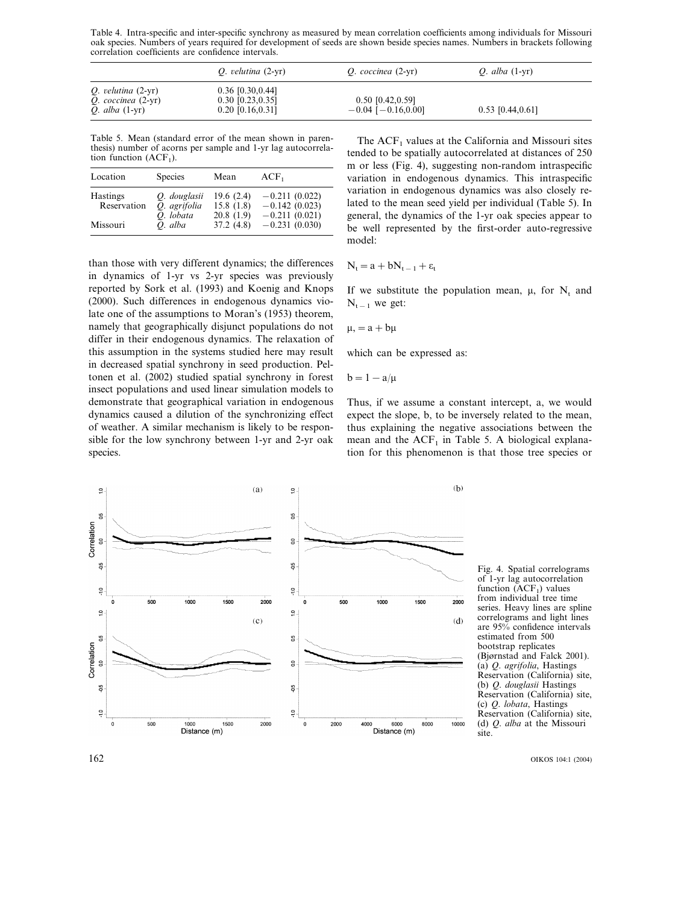Table 4. Intra-specific and inter-specific synchrony as measured by mean correlation coefficients among individuals for Missouri oak species. Numbers of years required for development of seeds are shown beside species names. Numbers in brackets following correlation coefficients are confidence intervals.

| | *Q. velutina* (2-yr) | *Q. coccinea* (2-yr) | *Q. alba* (1-yr) |
|---|---|---|---|
| *Q. velutina* (2-yr) | 0.36 [0.30,0.44] | | |
| *Q. coccinea* (2-yr) | 0.30 [0.23,0.35] | 0.50 [0.42,0.59] | |
| *Q. alba* (1-yr) | 0.20 [0.16,0.31] | −0.04 [−0.16,0.00] | 0.53 [0.44,0.61] |

Table 5. Mean (standard error of the mean shown in parenthesis) number of acorns per sample and 1-yr lag autocorrelation function ($ACF_1$).

| Location | Species | Mean | $ACF_1$ |
|---|---|---|---|
| Hastings Reservation | *Q. douglasii* | 19.6 (2.4) | −0.211 (0.022) |
| | *Q. agrifolia* | 15.8 (1.8) | −0.142 (0.023) |
| | *Q. lobata* | 20.8 (1.9) | −0.211 (0.021) |
| Missouri | *Q. alba* | 37.2 (4.8) | −0.231 (0.030) |

than those with very different dynamics; the differences in dynamics of 1-yr vs 2-yr species was previously reported by Sork et al. (1993) and Koenig and Knops (2000). Such differences in endogenous dynamics violate one of the assumptions to Moran's (1953) theorem, namely that geographically disjunct populations do not differ in their endogenous dynamics. The relaxation of this assumption in the systems studied here may result in decreased spatial synchrony in seed production. Peltonen et al. (2002) studied spatial synchrony in forest insect populations and used linear simulation models to demonstrate that geographical variation in endogenous dynamics caused a dilution of the synchronizing effect of weather. A similar mechanism is likely to be responsible for the low synchrony between 1-yr and 2-yr oak species.

The $ACF_1$ values at the California and Missouri sites tended to be spatially autocorrelated at distances of 250 m or less (Fig. 4), suggesting non-random intraspecific variation in endogenous dynamics. This intraspecific variation in endogenous dynamics was also closely related to the mean seed yield per individual (Table 5). In general, the dynamics of the 1-yr oak species appear to be well represented by the first-order auto-regressive model:

$$N_t = a + bN_{t-1} + \varepsilon_t$$

If we substitute the population mean, $\mu$, for $N_t$ and $N_{t-1}$ we get:

$$\mu, = a + b\mu$$

which can be expressed as:

$$b = 1 - a/\mu$$

Thus, if we assume a constant intercept, a, we would expect the slope, b, to be inversely related to the mean, thus explaining the negative associations between the mean and the $ACF_1$ in Table 5. A biological explanation for this phenomenon is that those tree species or

Fig. 4. Spatial correlograms of 1-yr lag autocorrelation function ($ACF_1$) values from individual tree time series. Heavy lines are spline correlograms and light lines are 95% confidence intervals estimated from 500 bootstrap replicates (Bjørnstad and Falck 2001). (a) *Q. agrifolia*, Hastings Reservation (California) site, (b) *Q. douglasii* Hastings Reservation (California) site, (c) *Q. lobata*, Hastings Reservation (California) site, (d) *Q. alba* at the Missouri site.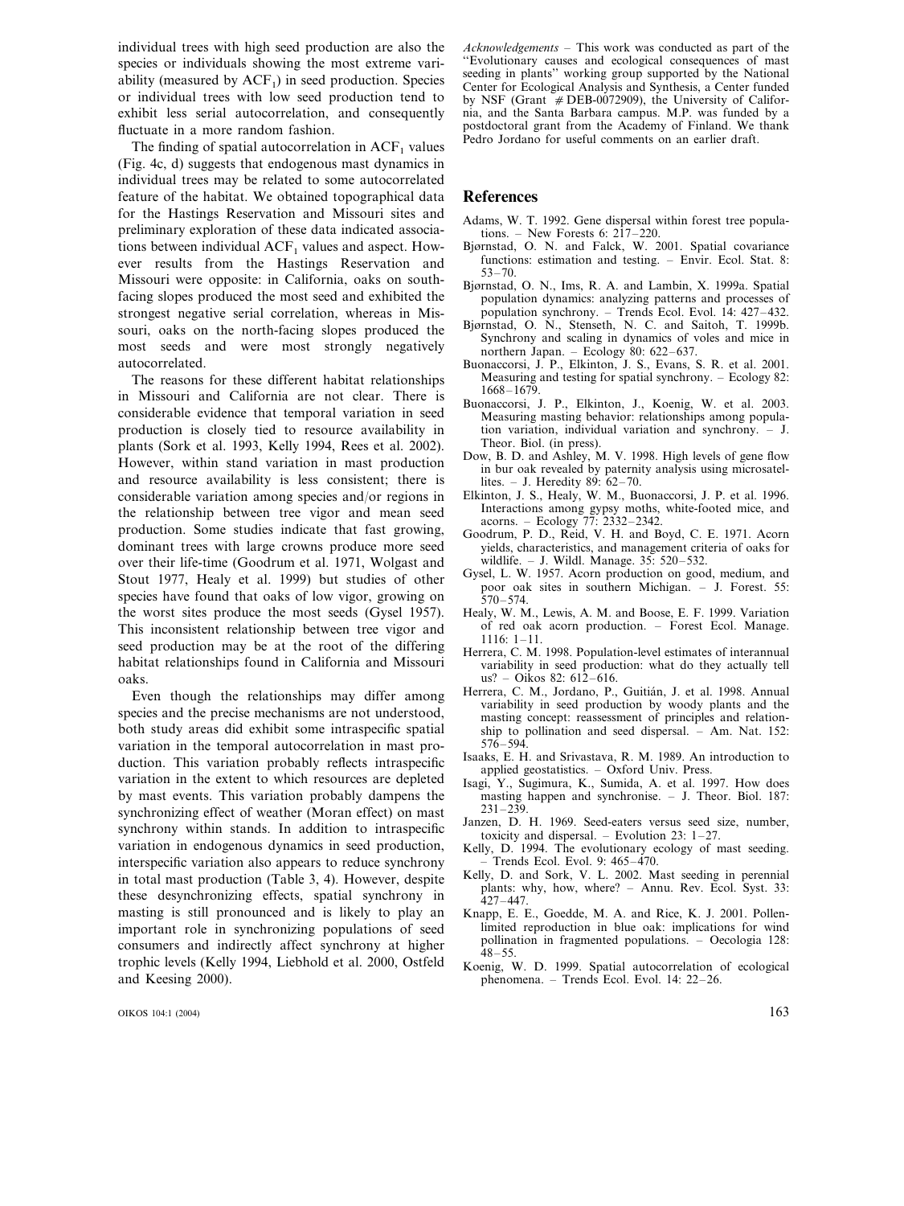individual trees with high seed production are also the species or individuals showing the most extreme variability (measured by $ACF_1$) in seed production. Species or individual trees with low seed production tend to exhibit less serial autocorrelation, and consequently fluctuate in a more random fashion.

The finding of spatial autocorrelation in $ACF_1$ values (Fig. 4c, d) suggests that endogenous mast dynamics in individual trees may be related to some autocorrelated feature of the habitat. We obtained topographical data for the Hastings Reservation and Missouri sites and preliminary exploration of these data indicated associations between individual $ACF_1$ values and aspect. However results from the Hastings Reservation and Missouri were opposite: in California, oaks on south-facing slopes produced the most seed and exhibited the strongest negative serial correlation, whereas in Missouri, oaks on the north-facing slopes produced the most seeds and were most strongly negatively autocorrelated.

The reasons for these different habitat relationships in Missouri and California are not clear. There is considerable evidence that temporal variation in seed production is closely tied to resource availability in plants (Sork et al. 1993, Kelly 1994, Rees et al. 2002). However, within stand variation in mast production and resource availability is less consistent; there is considerable variation among species and/or regions in the relationship between tree vigor and mean seed production. Some studies indicate that fast growing, dominant trees with large crowns produce more seed over their life-time (Goodrum et al. 1971, Wolgast and Stout 1977, Healy et al. 1999) but studies of other species have found that oaks of low vigor, growing on the worst sites produce the most seeds (Gysel 1957). This inconsistent relationship between tree vigor and seed production may be at the root of the differing habitat relationships found in California and Missouri oaks.

Even though the relationships may differ among species and the precise mechanisms are not understood, both study areas did exhibit some intraspecific spatial variation in the temporal autocorrelation in mast production. This variation probably reflects intraspecific variation in the extent to which resources are depleted by mast events. This variation probably dampens the synchronizing effect of weather (Moran effect) on mast synchrony within stands. In addition to intraspecific variation in endogenous dynamics in seed production, interspecific variation also appears to reduce synchrony in total mast production (Table 3, 4). However, despite these desynchronizing effects, spatial synchrony in masting is still pronounced and is likely to play an important role in synchronizing populations of seed consumers and indirectly affect synchrony at higher trophic levels (Kelly 1994, Liebhold et al. 2000, Ostfeld and Keesing 2000).

*Acknowledgements* – This work was conducted as part of the "Evolutionary causes and ecological consequences of mast seeding in plants" working group supported by the National Center for Ecological Analysis and Synthesis, a Center funded by NSF (Grant # DEB-0072909), the University of California, and the Santa Barbara campus. M.P. was funded by a postdoctoral grant from the Academy of Finland. We thank Pedro Jordano for useful comments on an earlier draft.

## References

Adams, W. T. 1992. Gene dispersal within forest tree populations. – New Forests 6: 217–220.

Bjørnstad, O. N. and Falck, W. 2001. Spatial covariance functions: estimation and testing. – Envir. Ecol. Stat. 8: 53–70.

Bjørnstad, O. N., Ims, R. A. and Lambin, X. 1999a. Spatial population dynamics: analyzing patterns and processes of population synchrony. – Trends Ecol. Evol. 14: 427–432.

Bjørnstad, O. N., Stenseth, N. C. and Saitoh, T. 1999b. Synchrony and scaling in dynamics of voles and mice in northern Japan. – Ecology 80: 622–637.

Buonaccorsi, J. P., Elkinton, J. S., Evans, S. R. et al. 2001. Measuring and testing for spatial synchrony. – Ecology 82: 1668–1679.

Buonaccorsi, J. P., Elkinton, J., Koenig, W. et al. 2003. Measuring masting behavior: relationships among population variation, individual variation and synchrony. – J. Theor. Biol. (in press).

Dow, B. D. and Ashley, M. V. 1998. High levels of gene flow in bur oak revealed by paternity analysis using microsatellites. – J. Heredity 89: 62–70.

Elkinton, J. S., Healy, W. M., Buonaccorsi, J. P. et al. 1996. Interactions among gypsy moths, white-footed mice, and acorns. – Ecology 77: 2332–2342.

Goodrum, P. D., Reid, V. H. and Boyd, C. E. 1971. Acorn yields, characteristics, and management criteria of oaks for wildlife. – J. Wildl. Manage. 35: 520–532.

Gysel, L. W. 1957. Acorn production on good, medium, and poor oak sites in southern Michigan. – J. Forest. 55: 570–574.

Healy, W. M., Lewis, A. M. and Boose, E. F. 1999. Variation of red oak acorn production. – Forest Ecol. Manage. 1116: 1–11.

Herrera, C. M. 1998. Population-level estimates of interannual variability in seed production: what do they actually tell us? – Oikos 82: 612–616.

Herrera, C. M., Jordano, P., Guitián, J. et al. 1998. Annual variability in seed production by woody plants and the masting concept: reassessment of principles and relationship to pollination and seed dispersal. – Am. Nat. 152: 576–594.

Isaaks, E. H. and Srivastava, R. M. 1989. An introduction to applied geostatistics. – Oxford Univ. Press.

Isagi, Y., Sugimura, K., Sumida, A. et al. 1997. How does masting happen and synchronise. – J. Theor. Biol. 187: 231–239.

Janzen, D. H. 1969. Seed-eaters versus seed size, number, toxicity and dispersal. – Evolution 23: 1–27.

Kelly, D. 1994. The evolutionary ecology of mast seeding. – Trends Ecol. Evol. 9: 465–470.

Kelly, D. and Sork, V. L. 2002. Mast seeding in perennial plants: why, how, where? – Annu. Rev. Ecol. Syst. 33: 427–447.

Knapp, E. E., Goedde, M. A. and Rice, K. J. 2001. Pollen-limited reproduction in blue oak: implications for wind pollination in fragmented populations. – Oecologia 128: 48–55.

Koenig, W. D. 1999. Spatial autocorrelation of ecological phenomena. – Trends Ecol. Evol. 14: 22–26.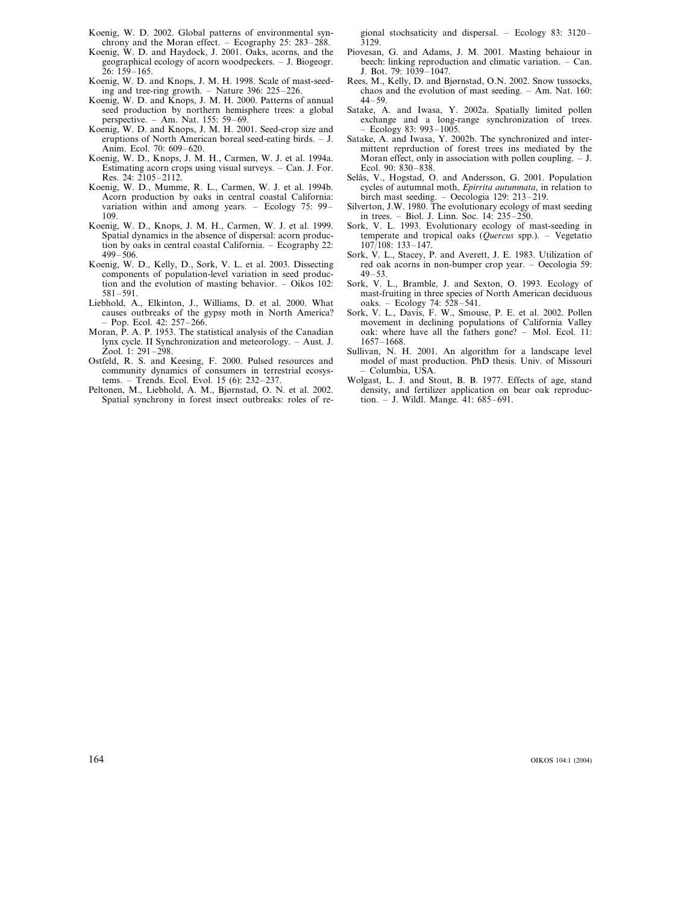Koenig, W. D. 2002. Global patterns of environmental synchrony and the Moran effect. – Ecography 25: 283–288.

Koenig, W. D. and Haydock, J. 2001. Oaks, acorns, and the geographical ecology of acorn woodpeckers. – J. Biogeogr. 26: 159–165.

Koenig, W. D. and Knops, J. M. H. 1998. Scale of mast-seeding and tree-ring growth. – Nature 396: 225–226.

Koenig, W. D. and Knops, J. M. H. 2000. Patterns of annual seed production by northern hemisphere trees: a global perspective. – Am. Nat. 155: 59–69.

Koenig, W. D. and Knops, J. M. H. 2001. Seed-crop size and eruptions of North American boreal seed-eating birds. – J. Anim. Ecol. 70: 609–620.

Koenig, W. D., Knops, J. M. H., Carmen, W. J. et al. 1994a. Estimating acorn crops using visual surveys. – Can. J. For. Res. 24: 2105–2112.

Koenig, W. D., Mumme, R. L., Carmen, W. J. et al. 1994b. Acorn production by oaks in central coastal California: variation within and among years. – Ecology 75: 99–109.

Koenig, W. D., Knops, J. M. H., Carmen, W. J. et al. 1999. Spatial dynamics in the absence of dispersal: acorn production by oaks in central coastal California. – Ecography 22: 499–506.

Koenig, W. D., Kelly, D., Sork, V. L. et al. 2003. Dissecting components of population-level variation in seed production and the evolution of masting behavior. – Oikos 102: 581–591.

Liebhold, A., Elkinton, J., Williams, D. et al. 2000. What causes outbreaks of the gypsy moth in North America? – Pop. Ecol. 42: 257–266.

Moran, P. A. P. 1953. The statistical analysis of the Canadian lynx cycle. II Synchronization and meteorology. – Aust. J. Zool. 1: 291–298.

Ostfeld, R. S. and Keesing, F. 2000. Pulsed resources and community dynamics of consumers in terrestrial ecosystems. – Trends. Ecol. Evol. 15 (6): 232–237.

Peltonen, M., Liebhold, A. M., Bjørnstad, O. N. et al. 2002. Spatial synchrony in forest insect outbreaks: roles of regional stochsaticity and dispersal. – Ecology 83: 3120–3129.

Piovesan, G. and Adams, J. M. 2001. Masting behaiour in beech: linking reproduction and climatic variation. – Can. J. Bot. 79: 1039–1047.

Rees, M., Kelly, D. and Bjørnstad, O.N. 2002. Snow tussocks, chaos and the evolution of mast seeding. – Am. Nat. 160: 44–59.

Satake, A. and Iwasa, Y. 2002a. Spatially limited pollen exchange and a long-range synchronization of trees. – Ecology 83: 993–1005.

Satake, A. and Iwasa, Y. 2002b. The synchronized and intermittent reprduction of forest trees ins mediated by the Moran effect, only in association with pollen coupling. – J. Ecol. 90: 830–838.

Selås, V., Hogstad, O. and Andersson, G. 2001. Population cycles of autumnal moth, *Epirrita autumnata*, in relation to birch mast seeding. – Oecologia 129: 213–219.

Silverton, J.W. 1980. The evolutionary ecology of mast seeding in trees. – Biol. J. Linn. Soc. 14: 235–250.

Sork, V. L. 1993. Evolutionary ecology of mast-seeding in temperate and tropical oaks (*Quercus* spp.). – Vegetatio 107/108: 133–147.

Sork, V. L., Stacey, P. and Averett, J. E. 1983. Utilization of red oak acorns in non-bumper crop year. – Oecologia 59: 49–53.

Sork, V. L., Bramble, J. and Sexton, O. 1993. Ecology of mast-fruiting in three species of North American deciduous oaks. – Ecology 74: 528–541.

Sork, V. L., Davis, F. W., Smouse, P. E. et al. 2002. Pollen movement in declining populations of California Valley oak: where have all the fathers gone? – Mol. Ecol. 11: 1657–1668.

Sullivan, N. H. 2001. An algorithm for a landscape level model of mast production. PhD thesis. Univ. of Missouri – Columbia, USA.

Wolgast, L. J. and Stout, B. B. 1977. Effects of age, stand density, and fertilizer application on bear oak reproduction. – J. Wildl. Mange. 41: 685–691.